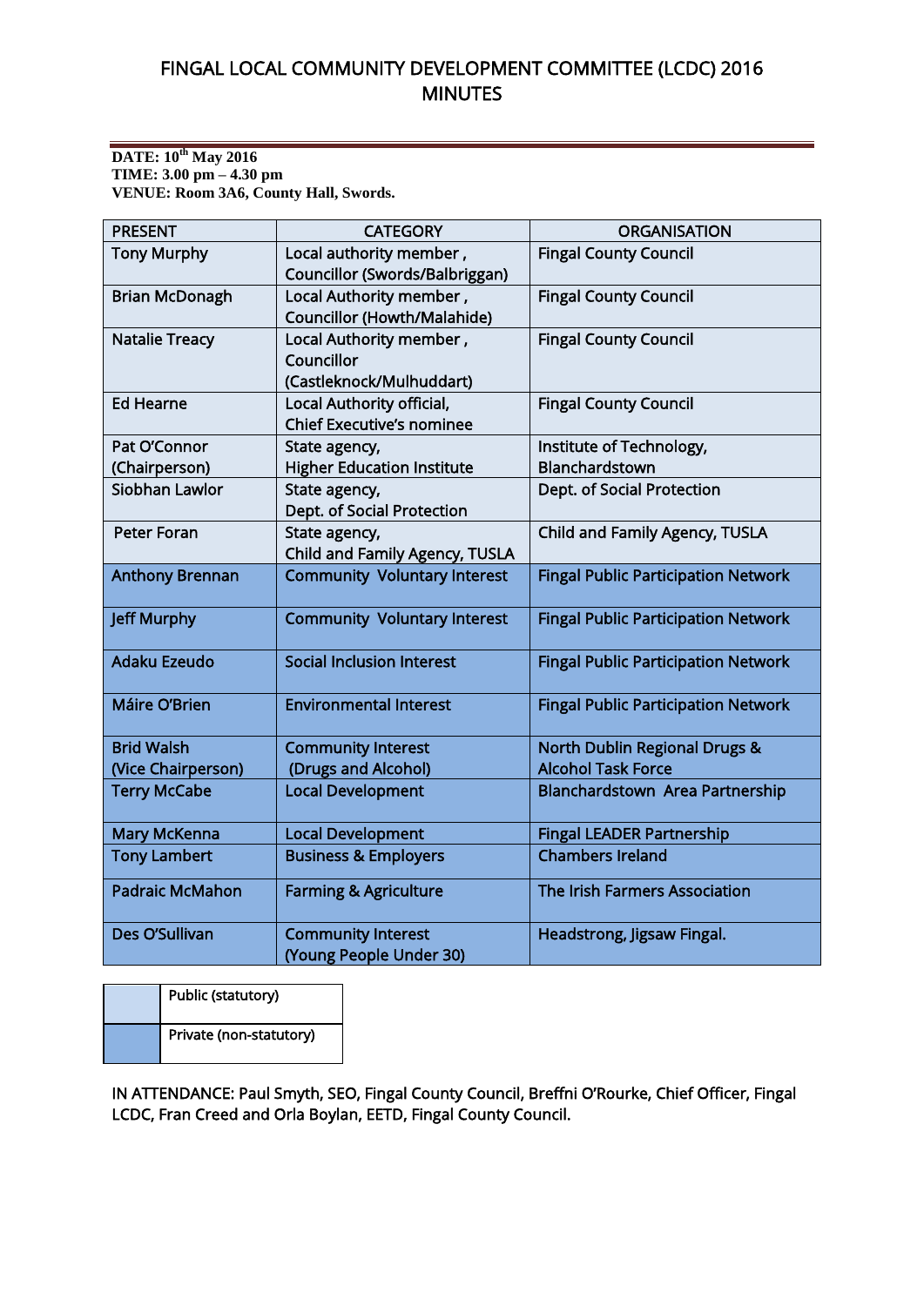# FINGAL LOCAL COMMUNITY DEVELOPMENT COMMITTEE (LCDC) 2016 MINUTES

**DATE: 10th May 2016**
**TIME: 3.00 pm – 4.30 pm**
**VENUE: Room 3A6, County Hall, Swords.**

| PRESENT | CATEGORY | ORGANISATION |
|---|---|---|
| Tony Murphy | Local authority member , Councillor (Swords/Balbriggan) | Fingal County Council |
| Brian McDonagh | Local Authority member , Councillor (Howth/Malahide) | Fingal County Council |
| Natalie Treacy | Local Authority member , Councillor (Castleknock/Mulhuddart) | Fingal County Council |
| Ed Hearne | Local Authority official, Chief Executive's nominee | Fingal County Council |
| Pat O'Connor (Chairperson) | State agency, Higher Education Institute | Institute of Technology, Blanchardstown |
| Siobhan Lawlor | State agency, Dept. of Social Protection | Dept. of Social Protection |
| Peter Foran | State agency, Child and Family Agency, TUSLA | Child and Family Agency, TUSLA |
| Anthony Brennan | Community Voluntary Interest | Fingal Public Participation Network |
| Jeff Murphy | Community Voluntary Interest | Fingal Public Participation Network |
| Adaku Ezeudo | Social Inclusion Interest | Fingal Public Participation Network |
| Máire O'Brien | Environmental Interest | Fingal Public Participation Network |
| Brid Walsh (Vice Chairperson) | Community Interest (Drugs and Alcohol) | North Dublin Regional Drugs & Alcohol Task Force |
| Terry McCabe | Local Development | Blanchardstown Area Partnership |
| Mary McKenna | Local Development | Fingal LEADER Partnership |
| Tony Lambert | Business & Employers | Chambers Ireland |
| Padraic McMahon | Farming & Agriculture | The Irish Farmers Association |
| Des O'Sullivan | Community Interest (Young People Under 30) | Headstrong, Jigsaw Fingal. |

| | |
|---|---|
| | Public (statutory) |
| | Private (non-statutory) |

IN ATTENDANCE: Paul Smyth, SEO, Fingal County Council, Breffni O'Rourke, Chief Officer, Fingal LCDC, Fran Creed and Orla Boylan, EETD, Fingal County Council.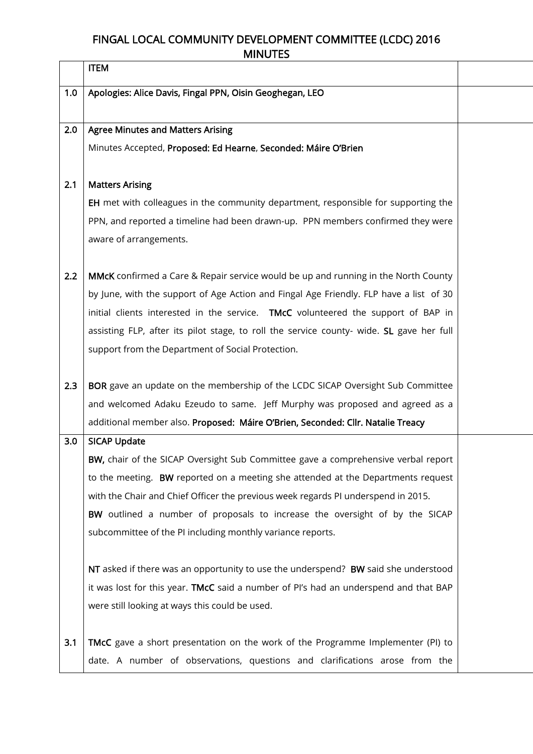# FINGAL LOCAL COMMUNITY DEVELOPMENT COMMITTEE (LCDC) 2016 MINUTES

| | ITEM | |
|---|---|---|
| 1.0 | **Apologies: Alice Davis, Fingal PPN, Oisin Geoghegan, LEO** | |
| 2.0 | **Agree Minutes and Matters Arising**<br>Minutes Accepted, **Proposed: Ed Hearne**, **Seconded: Máire O'Brien** | |
| 2.1 | **Matters Arising**<br>**EH** met with colleagues in the community department, responsible for supporting the PPN, and reported a timeline had been drawn-up. PPN members confirmed they were aware of arrangements. | |
| 2.2 | **MMcK** confirmed a Care & Repair service would be up and running in the North County by June, with the support of Age Action and Fingal Age Friendly. FLP have a list of 30 initial clients interested in the service. **TMcC** volunteered the support of BAP in assisting FLP, after its pilot stage, to roll the service county- wide. **SL** gave her full support from the Department of Social Protection. | |
| 2.3 | **BOR** gave an update on the membership of the LCDC SICAP Oversight Sub Committee and welcomed Adaku Ezeudo to same. Jeff Murphy was proposed and agreed as a additional member also. **Proposed: Máire O'Brien, Seconded: Cllr. Natalie Treacy** | |
| 3.0 | **SICAP Update**<br>**BW,** chair of the SICAP Oversight Sub Committee gave a comprehensive verbal report to the meeting. **BW** reported on a meeting she attended at the Departments request with the Chair and Chief Officer the previous week regards PI underspend in 2015.<br>**BW** outlined a number of proposals to increase the oversight of by the SICAP subcommittee of the PI including monthly variance reports.<br><br>**NT** asked if there was an opportunity to use the underspend? **BW** said she understood it was lost for this year. **TMcC** said a number of PI's had an underspend and that BAP were still looking at ways this could be used. | |
| 3.1 | **TMcC** gave a short presentation on the work of the Programme Implementer (PI) to date. A number of observations, questions and clarifications arose from the | |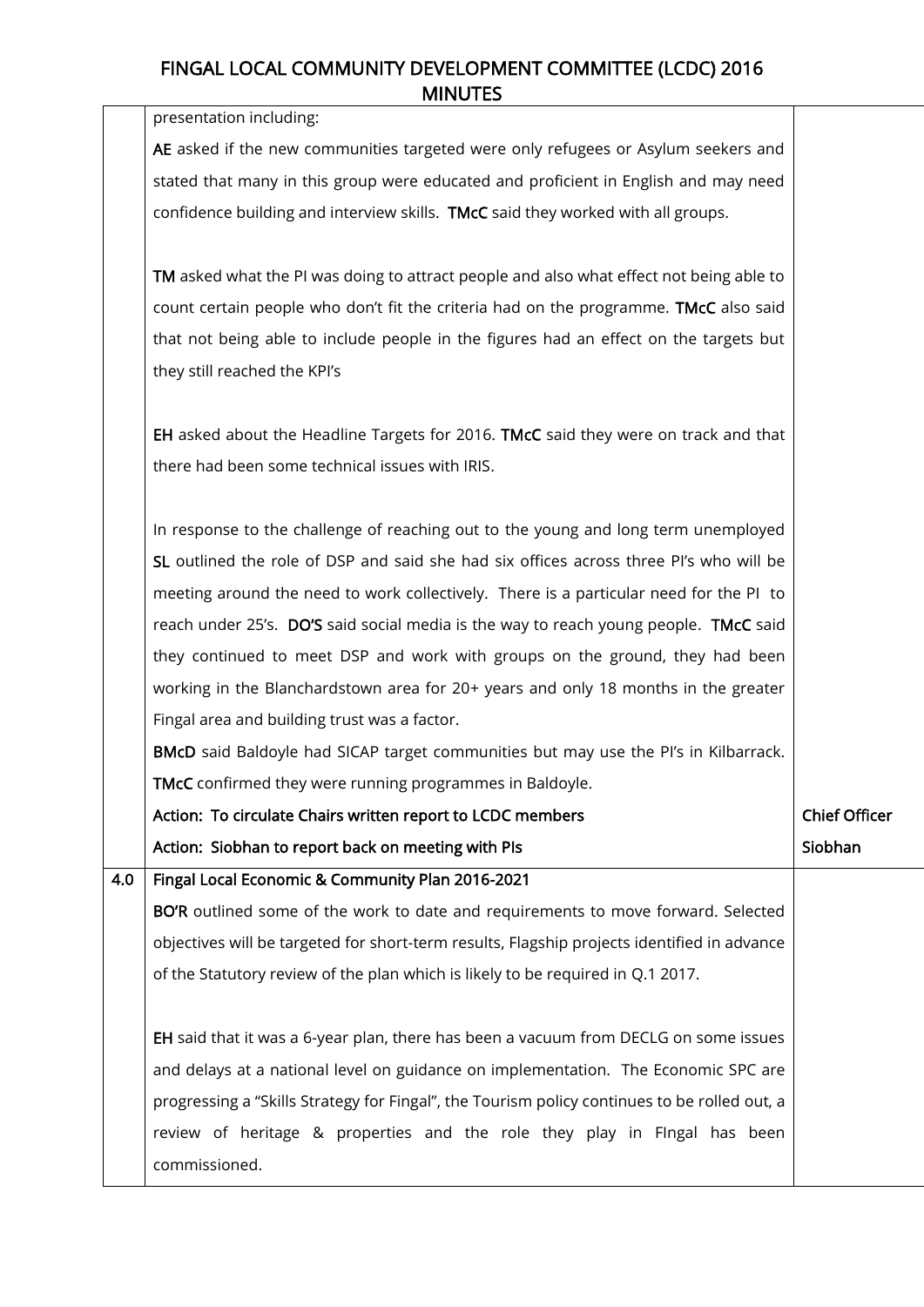| | | |
|---|---|---|
| | presentation including:<br>**AE** asked if the new communities targeted were only refugees or Asylum seekers and stated that many in this group were educated and proficient in English and may need confidence building and interview skills. **TMcC** said they worked with all groups.<br><br>**TM** asked what the PI was doing to attract people and also what effect not being able to count certain people who don't fit the criteria had on the programme. **TMcC** also said that not being able to include people in the figures had an effect on the targets but they still reached the KPI's<br><br>**EH** asked about the Headline Targets for 2016. **TMcC** said they were on track and that there had been some technical issues with IRIS.<br><br>In response to the challenge of reaching out to the young and long term unemployed **SL** outlined the role of DSP and said she had six offices across three PI's who will be meeting around the need to work collectively. There is a particular need for the PI to reach under 25's. **DO'S** said social media is the way to reach young people. **TMcC** said they continued to meet DSP and work with groups on the ground, they had been working in the Blanchardstown area for 20+ years and only 18 months in the greater Fingal area and building trust was a factor.<br>**BMcD** said Baldoyle had SICAP target communities but may use the PI's in Kilbarrack. **TMcC** confirmed they were running programmes in Baldoyle.<br>**Action: To circulate Chairs written report to LCDC members**<br>**Action: Siobhan to report back on meeting with PIs** | <br><br><br><br><br><br><br><br><br><br><br><br><br><br><br><br><br><br><br><br><br>**Chief Officer**<br>**Siobhan** |
| 4.0 | **Fingal Local Economic & Community Plan 2016-2021**<br>**BO'R** outlined some of the work to date and requirements to move forward. Selected objectives will be targeted for short-term results, Flagship projects identified in advance of the Statutory review of the plan which is likely to be required in Q.1 2017.<br><br>**EH** said that it was a 6-year plan, there has been a vacuum from DECLG on some issues and delays at a national level on guidance on implementation. The Economic SPC are progressing a "Skills Strategy for Fingal", the Tourism policy continues to be rolled out, a review of heritage & properties and the role they play in FIngal has been commissioned. | |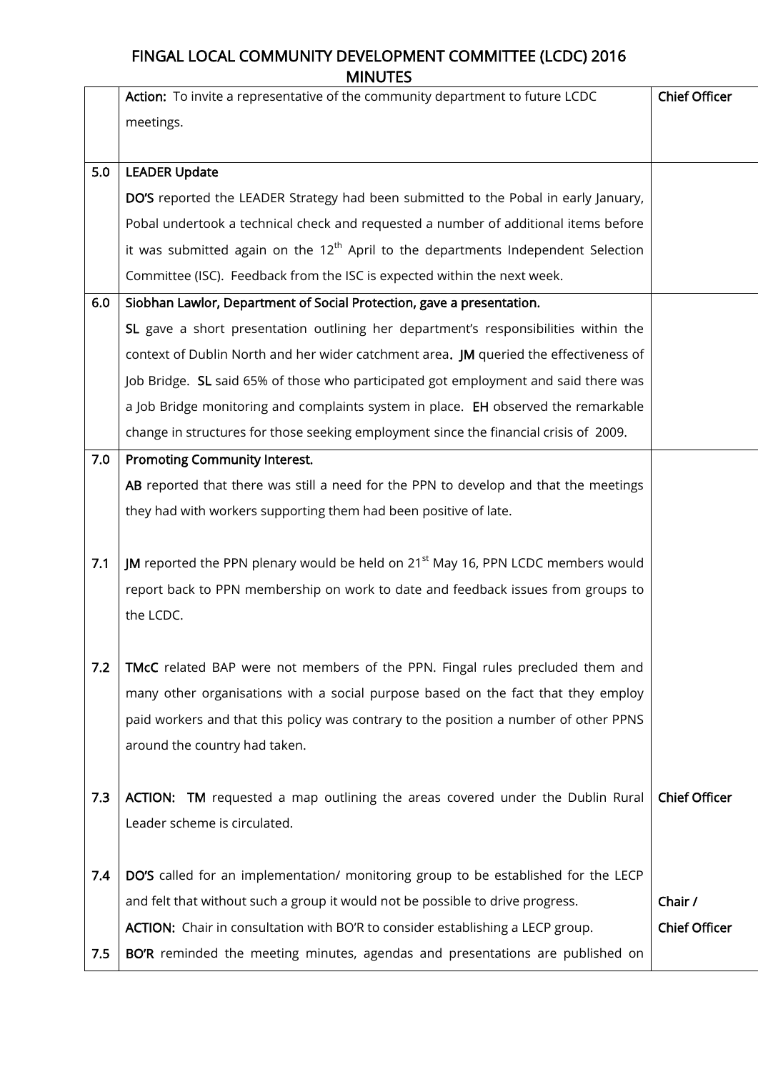# FINGAL LOCAL COMMUNITY DEVELOPMENT COMMITTEE (LCDC) 2016 MINUTES

| | | |
|---|---|---|
| | **Action:** To invite a representative of the community department to future LCDC meetings. | **Chief Officer** |
| **5.0** | **LEADER Update**<br>**DO'S** reported the LEADER Strategy had been submitted to the Pobal in early January, Pobal undertook a technical check and requested a number of additional items before it was submitted again on the 12th April to the departments Independent Selection Committee (ISC). Feedback from the ISC is expected within the next week. | |
| **6.0** | **Siobhan Lawlor, Department of Social Protection, gave a presentation.**<br>**SL** gave a short presentation outlining her department's responsibilities within the context of Dublin North and her wider catchment area. **JM** queried the effectiveness of Job Bridge. **SL** said 65% of those who participated got employment and said there was a Job Bridge monitoring and complaints system in place. **EH** observed the remarkable change in structures for those seeking employment since the financial crisis of 2009. | |
| **7.0** | **Promoting Community Interest.**<br>**AB** reported that there was still a need for the PPN to develop and that the meetings they had with workers supporting them had been positive of late. | |
| **7.1** | **JM** reported the PPN plenary would be held on 21st May 16, PPN LCDC members would report back to PPN membership on work to date and feedback issues from groups to the LCDC. | |
| **7.2** | **TMcC** related BAP were not members of the PPN. Fingal rules precluded them and many other organisations with a social purpose based on the fact that they employ paid workers and that this policy was contrary to the position a number of other PPNS around the country had taken. | |
| **7.3** | **ACTION: TM** requested a map outlining the areas covered under the Dublin Rural Leader scheme is circulated. | **Chief Officer** |
| **7.4** | **DO'S** called for an implementation/ monitoring group to be established for the LECP and felt that without such a group it would not be possible to drive progress.<br>**ACTION:** Chair in consultation with BO'R to consider establishing a LECP group. | **Chair / Chief Officer** |
| **7.5** | **BO'R** reminded the meeting minutes, agendas and presentations are published on | |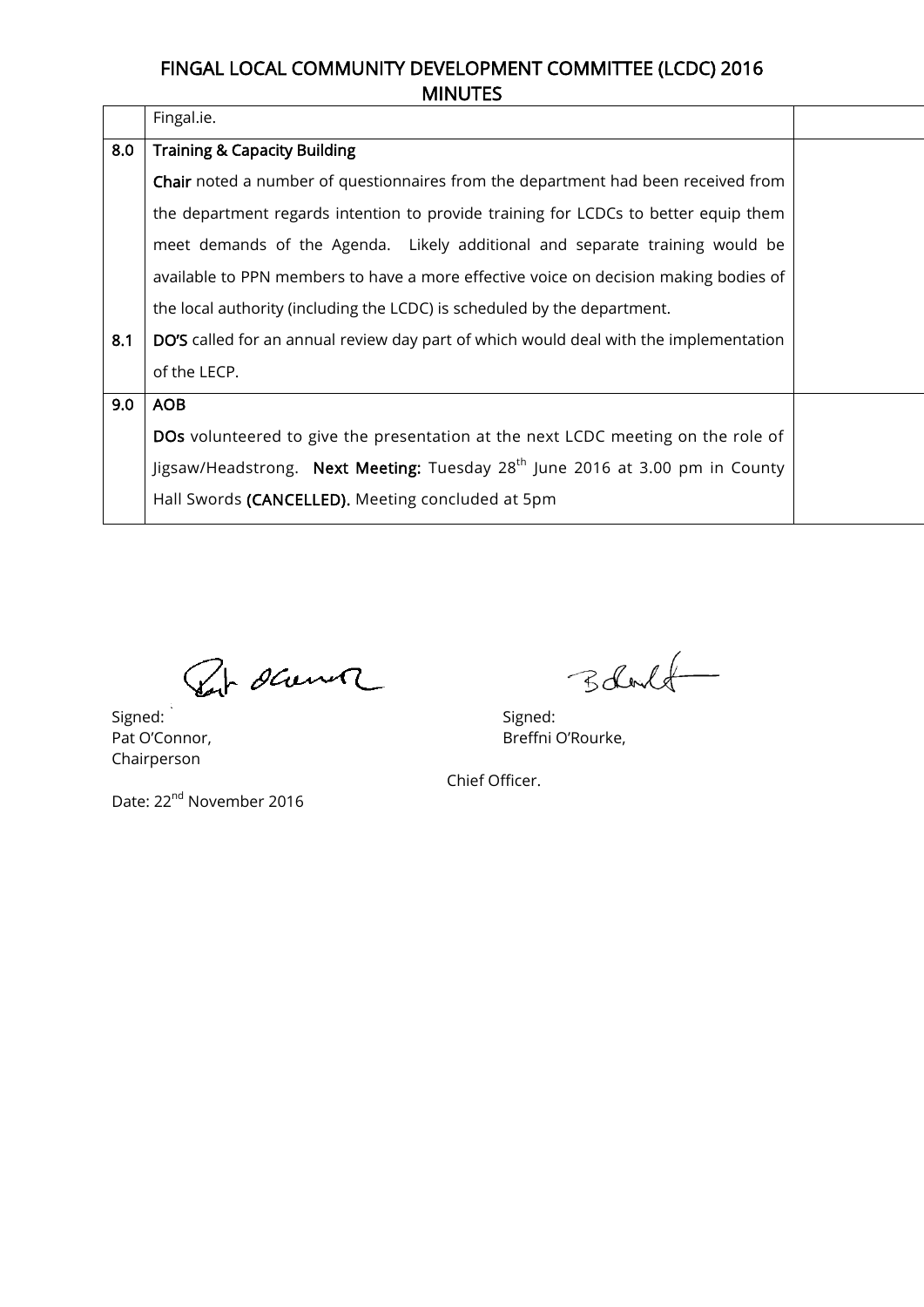| | | |
|---|---|---|
| | Fingal.ie. | |
| 8.0 | **Training & Capacity Building**<br>**Chair** noted a number of questionnaires from the department had been received from the department regards intention to provide training for LCDCs to better equip them meet demands of the Agenda. Likely additional and separate training would be available to PPN members to have a more effective voice on decision making bodies of the local authority (including the LCDC) is scheduled by the department. | |
| 8.1 | **DO'S** called for an annual review day part of which would deal with the implementation of the LECP. | |
| 9.0 | **AOB**<br>**DOs** volunteered to give the presentation at the next LCDC meeting on the role of Jigsaw/Headstrong. **Next Meeting:** Tuesday 28th June 2016 at 3.00 pm in County Hall Swords **(CANCELLED).** Meeting concluded at 5pm | |

Signed:
Pat O'Connor,
Chairperson

Signed:
Breffni O'Rourke,
Chief Officer.

Date: 22nd November 2016